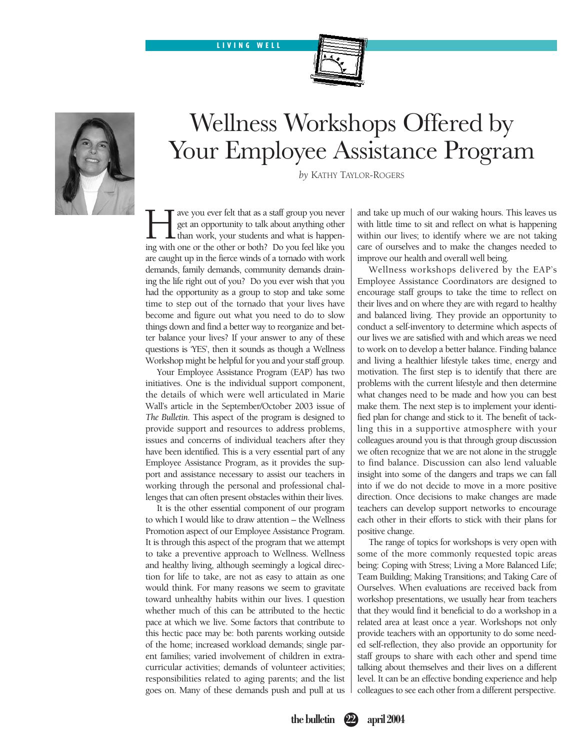LIVING WELL

# Wellness Workshops Offered by Your Employee Assistance Program

*by* KATHY TAYLOR-ROGERS

Have you ever felt that as a staff group you never get an opportunity to talk about anything other than work, your students and what is happening with one or the other or both? Do you feel like you are caught up in the fierce winds of a tornado with work demands, family demands, community demands draining the life right out of you? Do you ever wish that you had the opportunity as a group to stop and take some time to step out of the tornado that your lives have become and figure out what you need to do to slow things down and find a better way to reorganize and better balance your lives? If your answer to any of these questions is 'YES', then it sounds as though a Wellness Workshop might be helpful for you and your staff group.

Your Employee Assistance Program (EAP) has two initiatives. One is the individual support component, the details of which were well articulated in Marie Wall's article in the September/October 2003 issue of *The Bulletin*. This aspect of the program is designed to provide support and resources to address problems, issues and concerns of individual teachers after they have been identified. This is a very essential part of any Employee Assistance Program, as it provides the support and assistance necessary to assist our teachers in working through the personal and professional challenges that can often present obstacles within their lives.

It is the other essential component of our program to which I would like to draw attention – the Wellness Promotion aspect of our Employee Assistance Program. It is through this aspect of the program that we attempt to take a preventive approach to Wellness. Wellness and healthy living, although seemingly a logical direction for life to take, are not as easy to attain as one would think. For many reasons we seem to gravitate toward unhealthy habits within our lives. I question whether much of this can be attributed to the hectic pace at which we live. Some factors that contribute to this hectic pace may be: both parents working outside of the home; increased workload demands; single parent families; varied involvement of children in extracurricular activities; demands of volunteer activities; responsibilities related to aging parents; and the list goes on. Many of these demands push and pull at us and take up much of our waking hours. This leaves us with little time to sit and reflect on what is happening within our lives; to identify where we are not taking care of ourselves and to make the changes needed to improve our health and overall well being.

Wellness workshops delivered by the EAP's Employee Assistance Coordinators are designed to encourage staff groups to take the time to reflect on their lives and on where they are with regard to healthy and balanced living. They provide an opportunity to conduct a self-inventory to determine which aspects of our lives we are satisfied with and which areas we need to work on to develop a better balance. Finding balance and living a healthier lifestyle takes time, energy and motivation. The first step is to identify that there are problems with the current lifestyle and then determine what changes need to be made and how you can best make them. The next step is to implement your identified plan for change and stick to it. The benefit of tackling this in a supportive atmosphere with your colleagues around you is that through group discussion we often recognize that we are not alone in the struggle to find balance. Discussion can also lend valuable insight into some of the dangers and traps we can fall into if we do not decide to move in a more positive direction. Once decisions to make changes are made teachers can develop support networks to encourage each other in their efforts to stick with their plans for positive change.

The range of topics for workshops is very open with some of the more commonly requested topic areas being: Coping with Stress; Living a More Balanced Life; Team Building; Making Transitions; and Taking Care of Ourselves. When evaluations are received back from workshop presentations, we usually hear from teachers that they would find it beneficial to do a workshop in a related area at least once a year. Workshops not only provide teachers with an opportunity to do some needed self-reflection, they also provide an opportunity for staff groups to share with each other and spend time talking about themselves and their lives on a different level. It can be an effective bonding experience and help colleagues to see each other from a different perspective.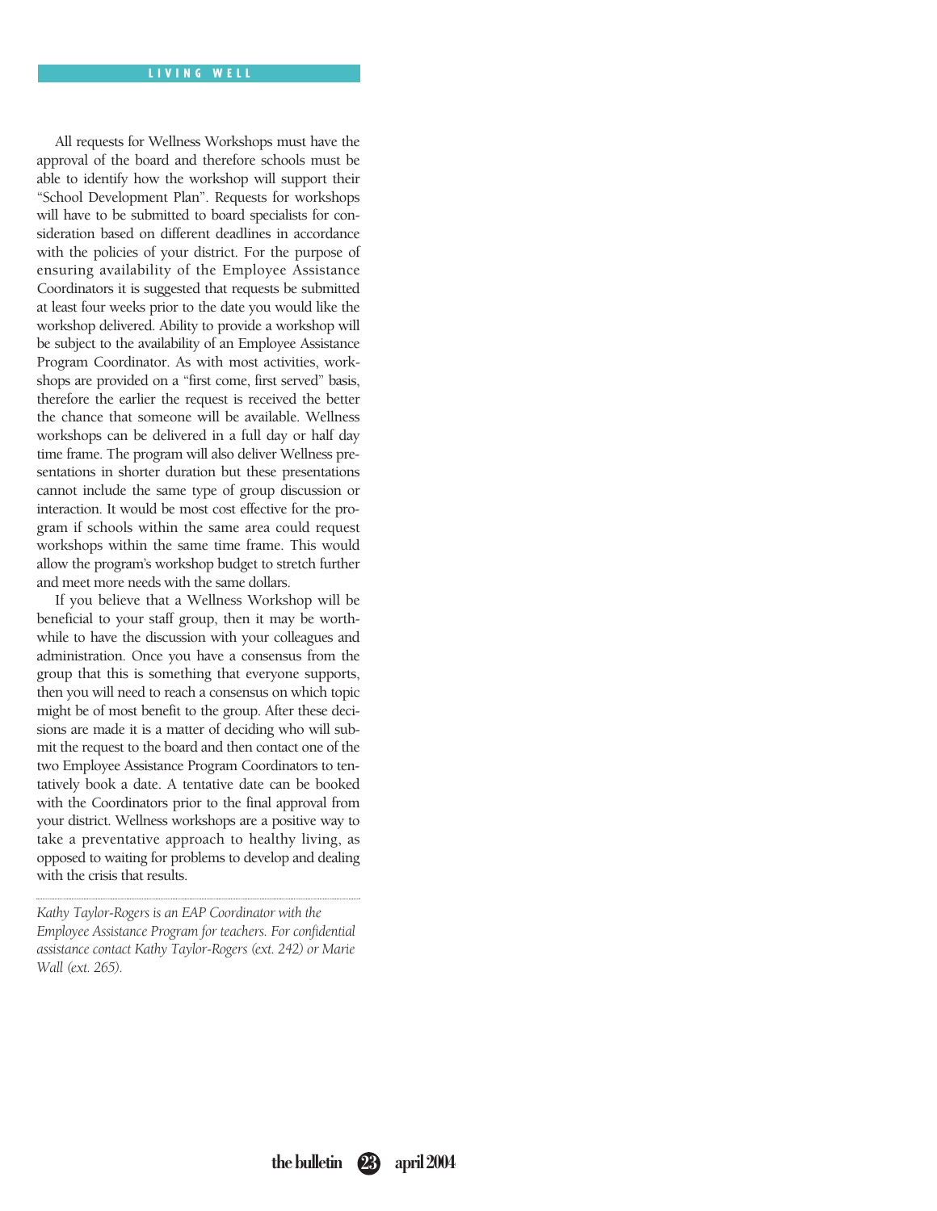All requests for Wellness Workshops must have the approval of the board and therefore schools must be able to identify how the workshop will support their "School Development Plan". Requests for workshops will have to be submitted to board specialists for consideration based on different deadlines in accordance with the policies of your district. For the purpose of ensuring availability of the Employee Assistance Coordinators it is suggested that requests be submitted at least four weeks prior to the date you would like the workshop delivered. Ability to provide a workshop will be subject to the availability of an Employee Assistance Program Coordinator. As with most activities, workshops are provided on a "first come, first served" basis, therefore the earlier the request is received the better the chance that someone will be available. Wellness workshops can be delivered in a full day or half day time frame. The program will also deliver Wellness presentations in shorter duration but these presentations cannot include the same type of group discussion or interaction. It would be most cost effective for the program if schools within the same area could request workshops within the same time frame. This would allow the program's workshop budget to stretch further and meet more needs with the same dollars.

If you believe that a Wellness Workshop will be beneficial to your staff group, then it may be worthwhile to have the discussion with your colleagues and administration. Once you have a consensus from the group that this is something that everyone supports, then you will need to reach a consensus on which topic might be of most benefit to the group. After these decisions are made it is a matter of deciding who will submit the request to the board and then contact one of the two Employee Assistance Program Coordinators to tentatively book a date. A tentative date can be booked with the Coordinators prior to the final approval from your district. Wellness workshops are a positive way to take a preventative approach to healthy living, as opposed to waiting for problems to develop and dealing with the crisis that results.

---

*Kathy Taylor-Rogers is an EAP Coordinator with the Employee Assistance Program for teachers. For confidential assistance contact Kathy Taylor-Rogers (ext. 242) or Marie Wall (ext. 265).*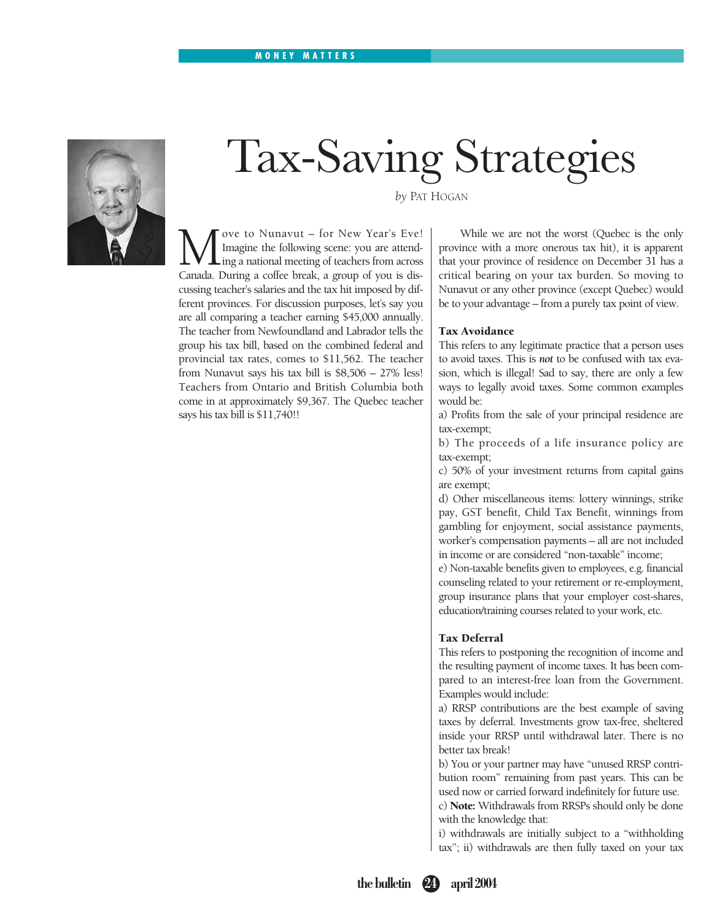# Tax-Saving Strategies

*by* Pat Hogan

Move to Nunavut – for New Year's Eve! Imagine the following scene: you are attending a national meeting of teachers from across Canada. During a coffee break, a group of you is discussing teacher's salaries and the tax hit imposed by different provinces. For discussion purposes, let's say you are all comparing a teacher earning $45,000 annually. The teacher from Newfoundland and Labrador tells the group his tax bill, based on the combined federal and provincial tax rates, comes to $11,562. The teacher from Nunavut says his tax bill is $8,506 – 27% less! Teachers from Ontario and British Columbia both come in at approximately $9,367. The Quebec teacher says his tax bill is $11,740!!

While we are not the worst (Quebec is the only province with a more onerous tax hit), it is apparent that your province of residence on December 31 has a critical bearing on your tax burden. So moving to Nunavut or any other province (except Quebec) would be to your advantage – from a purely tax point of view.

### Tax Avoidance

This refers to any legitimate practice that a person uses to avoid taxes. This is ***not*** to be confused with tax evasion, which is illegal! Sad to say, there are only a few ways to legally avoid taxes. Some common examples would be:

a) Profits from the sale of your principal residence are tax-exempt;

b) The proceeds of a life insurance policy are tax-exempt;

c) 50% of your investment returns from capital gains are exempt;

d) Other miscellaneous items: lottery winnings, strike pay, GST benefit, Child Tax Benefit, winnings from gambling for enjoyment, social assistance payments, worker's compensation payments – all are not included in income or are considered "non-taxable" income;

e) Non-taxable benefits given to employees, e.g. financial counseling related to your retirement or re-employment, group insurance plans that your employer cost-shares, education/training courses related to your work, etc.

### Tax Deferral

This refers to postponing the recognition of income and the resulting payment of income taxes. It has been compared to an interest-free loan from the Government. Examples would include:

a) RRSP contributions are the best example of saving taxes by deferral. Investments grow tax-free, sheltered inside your RRSP until withdrawal later. There is no better tax break!

b) You or your partner may have "unused RRSP contribution room" remaining from past years. This can be used now or carried forward indefinitely for future use.

c) **Note:** Withdrawals from RRSPs should only be done with the knowledge that:

i) withdrawals are initially subject to a "withholding tax"; ii) withdrawals are then fully taxed on your tax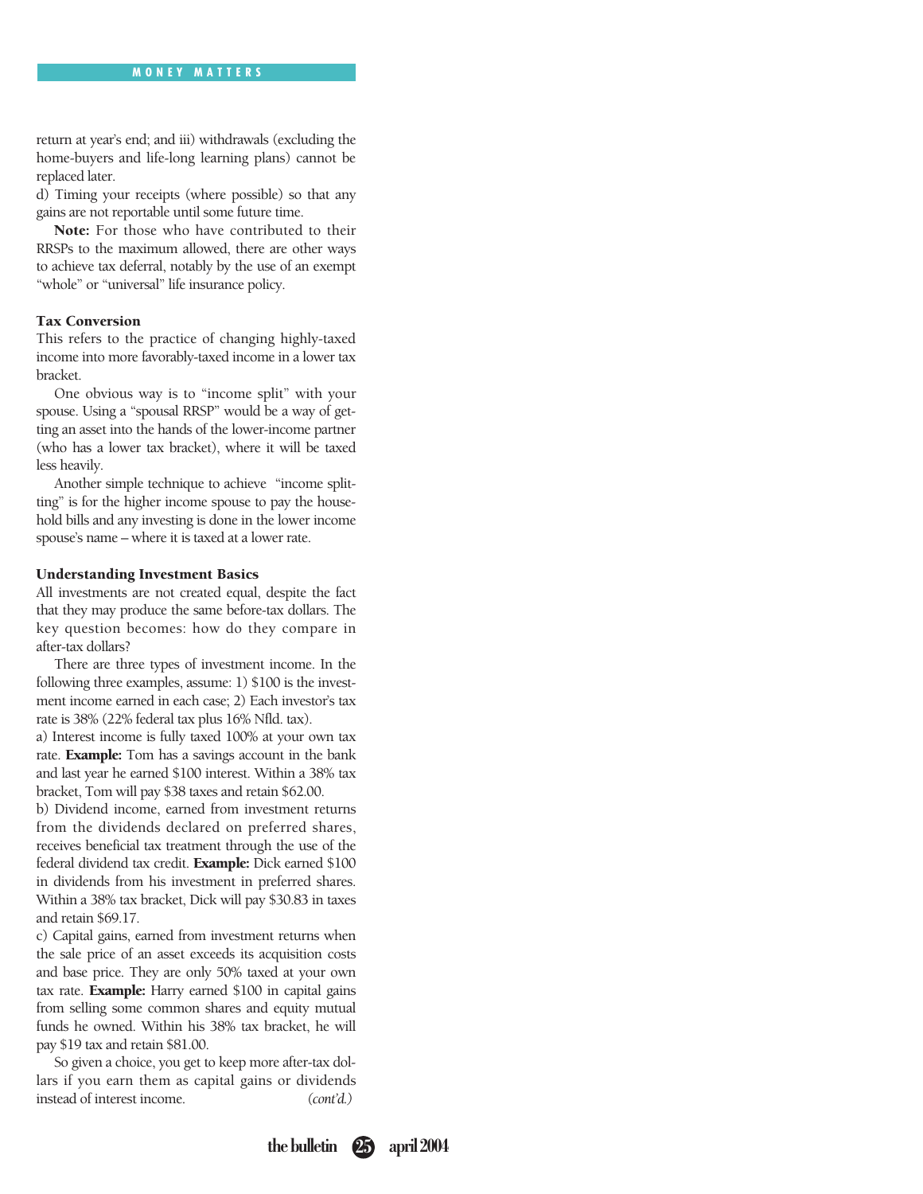return at year's end; and iii) withdrawals (excluding the home-buyers and life-long learning plans) cannot be replaced later.

d) Timing your receipts (where possible) so that any gains are not reportable until some future time.

**Note:** For those who have contributed to their RRSPs to the maximum allowed, there are other ways to achieve tax deferral, notably by the use of an exempt "whole" or "universal" life insurance policy.

### Tax Conversion

This refers to the practice of changing highly-taxed income into more favorably-taxed income in a lower tax bracket.

One obvious way is to "income split" with your spouse. Using a "spousal RRSP" would be a way of getting an asset into the hands of the lower-income partner (who has a lower tax bracket), where it will be taxed less heavily.

Another simple technique to achieve "income splitting" is for the higher income spouse to pay the household bills and any investing is done in the lower income spouse's name – where it is taxed at a lower rate.

### Understanding Investment Basics

All investments are not created equal, despite the fact that they may produce the same before-tax dollars. The key question becomes: how do they compare in after-tax dollars?

There are three types of investment income. In the following three examples, assume: 1) $100 is the investment income earned in each case; 2) Each investor's tax rate is 38% (22% federal tax plus 16% Nfld. tax).

a) Interest income is fully taxed 100% at your own tax rate. **Example:** Tom has a savings account in the bank and last year he earned $100 interest. Within a 38% tax bracket, Tom will pay $38 taxes and retain $62.00.

b) Dividend income, earned from investment returns from the dividends declared on preferred shares, receives beneficial tax treatment through the use of the federal dividend tax credit. **Example:** Dick earned $100 in dividends from his investment in preferred shares. Within a 38% tax bracket, Dick will pay $30.83 in taxes and retain $69.17.

c) Capital gains, earned from investment returns when the sale price of an asset exceeds its acquisition costs and base price. They are only 50% taxed at your own tax rate. **Example:** Harry earned $100 in capital gains from selling some common shares and equity mutual funds he owned. Within his 38% tax bracket, he will pay $19 tax and retain $81.00.

So given a choice, you get to keep more after-tax dollars if you earn them as capital gains or dividends instead of interest income. *(cont'd.)*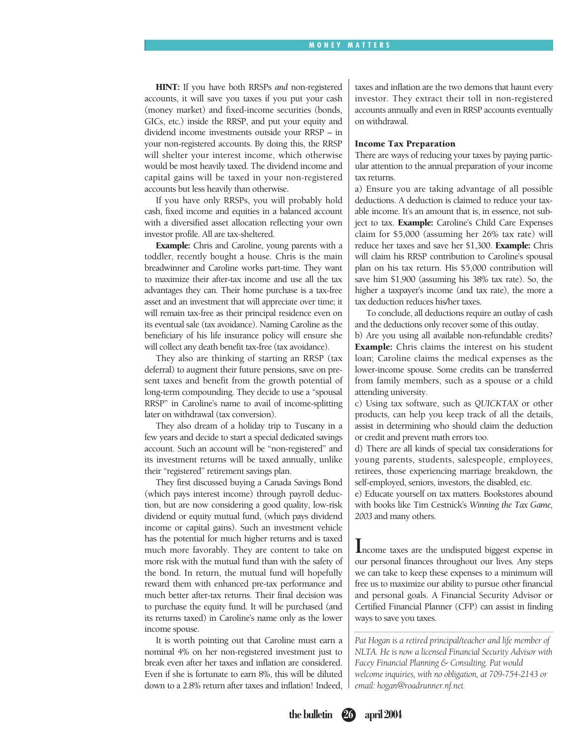**HINT:** If you have both RRSPs *and* non-registered accounts, it will save you taxes if you put your cash (money market) and fixed-income securities (bonds, GICs, etc.) inside the RRSP, and put your equity and dividend income investments outside your RRSP – in your non-registered accounts. By doing this, the RRSP will shelter your interest income, which otherwise would be most heavily taxed. The dividend income and capital gains will be taxed in your non-registered accounts but less heavily than otherwise.

If you have only RRSPs, you will probably hold cash, fixed income and equities in a balanced account with a diversified asset allocation reflecting your own investor profile. All are tax-sheltered.

**Example:** Chris and Caroline, young parents with a toddler, recently bought a house. Chris is the main breadwinner and Caroline works part-time. They want to maximize their after-tax income and use all the tax advantages they can. Their home purchase is a tax-free asset and an investment that will appreciate over time; it will remain tax-free as their principal residence even on its eventual sale (tax avoidance). Naming Caroline as the beneficiary of his life insurance policy will ensure she will collect any death benefit tax-free (tax avoidance).

They also are thinking of starting an RRSP (tax deferral) to augment their future pensions, save on present taxes and benefit from the growth potential of long-term compounding. They decide to use a "spousal RRSP" in Caroline's name to avail of income-splitting later on withdrawal (tax conversion).

They also dream of a holiday trip to Tuscany in a few years and decide to start a special dedicated savings account. Such an account will be "non-registered" and its investment returns will be taxed annually, unlike their "registered" retirement savings plan.

They first discussed buying a Canada Savings Bond (which pays interest income) through payroll deduction, but are now considering a good quality, low-risk dividend or equity mutual fund, (which pays dividend income or capital gains). Such an investment vehicle has the potential for much higher returns and is taxed much more favorably. They are content to take on more risk with the mutual fund than with the safety of the bond. In return, the mutual fund will hopefully reward them with enhanced pre-tax performance and much better after-tax returns. Their final decision was to purchase the equity fund. It will be purchased (and its returns taxed) in Caroline's name only as the lower income spouse.

It is worth pointing out that Caroline must earn a nominal 4% on her non-registered investment just to break even after her taxes and inflation are considered. Even if she is fortunate to earn 8%, this will be diluted down to a 2.8% return after taxes and inflation! Indeed, taxes and inflation are the two demons that haunt every investor. They extract their toll in non-registered accounts annually and even in RRSP accounts eventually on withdrawal.

### Income Tax Preparation

There are ways of reducing your taxes by paying particular attention to the annual preparation of your income tax returns.

a) Ensure you are taking advantage of all possible deductions. A deduction is claimed to reduce your taxable income. It's an amount that is, in essence, not subject to tax. **Example:** Caroline's Child Care Expenses claim for $5,000 (assuming her 26% tax rate) will reduce her taxes and save her $1,300. **Example:** Chris will claim his RRSP contribution to Caroline's spousal plan on his tax return. His $5,000 contribution will save him $1,900 (assuming his 38% tax rate). So, the higher a taxpayer's income (and tax rate), the more a tax deduction reduces his/her taxes.

To conclude, all deductions require an outlay of cash and the deductions only recover some of this outlay.

b) Are you using all available non-refundable credits? **Example:** Chris claims the interest on his student loan; Caroline claims the medical expenses as the lower-income spouse. Some credits can be transferred from family members, such as a spouse or a child attending university.

c) Using tax software, such as *QUICKTAX* or other products, can help you keep track of all the details, assist in determining who should claim the deduction or credit and prevent math errors too.

d) There are all kinds of special tax considerations for young parents, students, salespeople, employees, retirees, those experiencing marriage breakdown, the self-employed, seniors, investors, the disabled, etc.

e) Educate yourself on tax matters. Bookstores abound with books like Tim Cestnick's *Winning the Tax Game, 2003* and many others.

Income taxes are the undisputed biggest expense in our personal finances throughout our lives. Any steps we can take to keep these expenses to a minimum will free us to maximize our ability to pursue other financial and personal goals. A Financial Security Advisor or Certified Financial Planner (CFP) can assist in finding ways to save you taxes.

---

*Pat Hogan is a retired principal/teacher and life member of NLTA. He is now a licensed Financial Security Advisor with Facey Financial Planning & Consulting. Pat would welcome inquiries, with no obligation, at 709-754-2143 or email: hogan@roadrunner.nf.net.*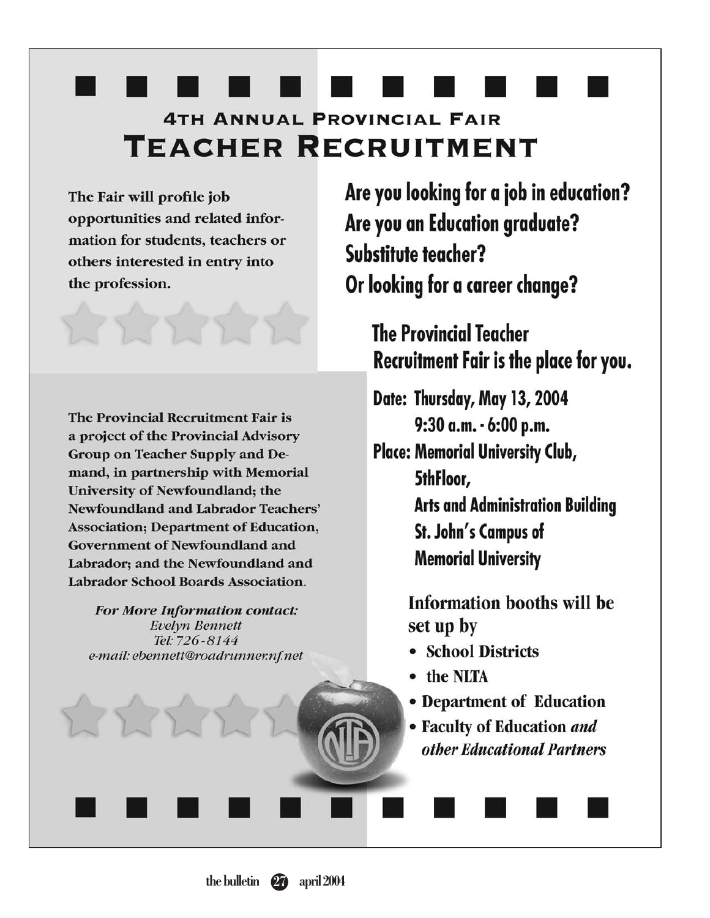## 4th Annual Provincial Fair

# Teacher Recruitment

**The Fair will profile job opportunities and related information for students, teachers or others interested in entry into the profession.**

**Are you looking for a job in education?**
**Are you an Education graduate?**
**Substitute teacher?**
**Or looking for a career change?**

**The Provincial Teacher Recruitment Fair is the place for you.**

**Date:** Thursday, May 13, 2004
9:30 a.m. - 6:00 p.m.

**Place:** Memorial University Club,
5thFloor,
Arts and Administration Building
St. John's Campus of
Memorial University

**The Provincial Recruitment Fair is a project of the Provincial Advisory Group on Teacher Supply and Demand, in partnership with Memorial University of Newfoundland; the Newfoundland and Labrador Teachers' Association; Department of Education, Government of Newfoundland and Labrador; and the Newfoundland and Labrador School Boards Association.**

***For More Information contact:***
*Evelyn Bennett*
*Tel: 726-8144*
*e-mail: ebennett@roadrunner.nf.net*

**Information booths will be set up by**

- **School Districts**
- **the NLTA**
- **Department of Education**
- **Faculty of Education *and other Educational Partners***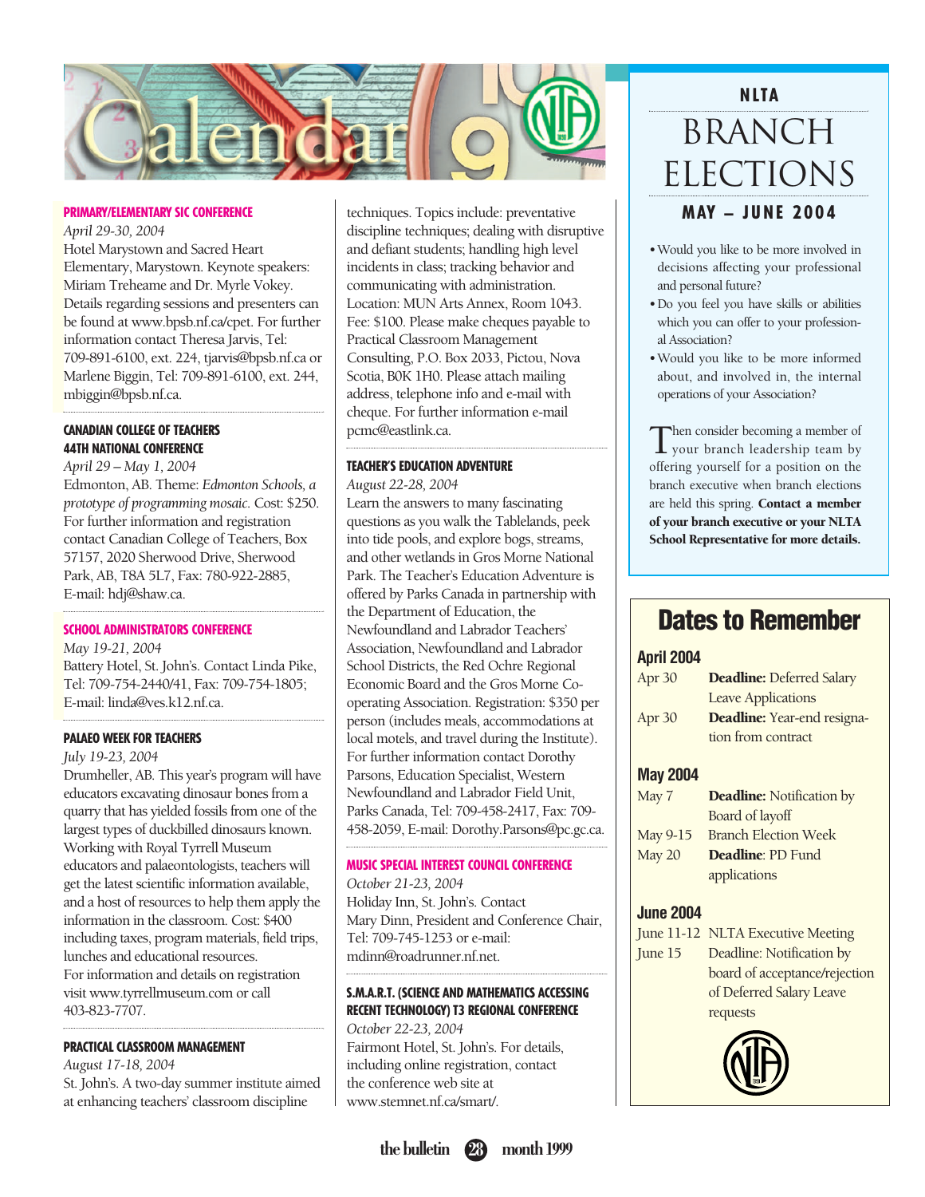# Calendar

### PRIMARY/ELEMENTARY SIC CONFERENCE

*April 29-30, 2004*
Hotel Marystown and Sacred Heart Elementary, Marystown. Keynote speakers: Miriam Treheame and Dr. Myrle Vokey. Details regarding sessions and presenters can be found at www.bpsb.nf.ca/cpet. For further information contact Theresa Jarvis, Tel: 709-891-6100, ext. 224, tjarvis@bpsb.nf.ca or Marlene Biggin, Tel: 709-891-6100, ext. 244, mbiggin@bpsb.nf.ca.

### CANADIAN COLLEGE OF TEACHERS 44TH NATIONAL CONFERENCE

*April 29 – May 1, 2004*
Edmonton, AB. Theme: *Edmonton Schools, a prototype of programming mosaic.* Cost: $250. For further information and registration contact Canadian College of Teachers, Box 57157, 2020 Sherwood Drive, Sherwood Park, AB, T8A 5L7, Fax: 780-922-2885, E-mail: hdj@shaw.ca.

### SCHOOL ADMINISTRATORS CONFERENCE

*May 19-21, 2004*
Battery Hotel, St. John's. Contact Linda Pike, Tel: 709-754-2440/41, Fax: 709-754-1805; E-mail: linda@ves.k12.nf.ca.

### PALAEO WEEK FOR TEACHERS

*July 19-23, 2004*
Drumheller, AB. This year's program will have educators excavating dinosaur bones from a quarry that has yielded fossils from one of the largest types of duckbilled dinosaurs known. Working with Royal Tyrrell Museum educators and palaeontologists, teachers will get the latest scientific information available, and a host of resources to help them apply the information in the classroom. Cost: $400 including taxes, program materials, field trips, lunches and educational resources. For information and details on registration visit www.tyrrellmuseum.com or call 403-823-7707.

### PRACTICAL CLASSROOM MANAGEMENT

*August 17-18, 2004*
St. John's. A two-day summer institute aimed at enhancing teachers' classroom discipline techniques. Topics include: preventative discipline techniques; dealing with disruptive and defiant students; handling high level incidents in class; tracking behavior and communicating with administration. Location: MUN Arts Annex, Room 1043. Fee: $100. Please make cheques payable to Practical Classroom Management Consulting, P.O. Box 2033, Pictou, Nova Scotia, B0K 1H0. Please attach mailing address, telephone info and e-mail with cheque. For further information e-mail pcmc@eastlink.ca.

### TEACHER'S EDUCATION ADVENTURE

*August 22-28, 2004*
Learn the answers to many fascinating questions as you walk the Tablelands, peek into tide pools, and explore bogs, streams, and other wetlands in Gros Morne National Park. The Teacher's Education Adventure is offered by Parks Canada in partnership with the Department of Education, the Newfoundland and Labrador Teachers' Association, Newfoundland and Labrador School Districts, the Red Ochre Regional Economic Board and the Gros Morne Co-operating Association. Registration: $350 per person (includes meals, accommodations at local motels, and travel during the Institute). For further information contact Dorothy Parsons, Education Specialist, Western Newfoundland and Labrador Field Unit, Parks Canada, Tel: 709-458-2417, Fax: 709-458-2059, E-mail: Dorothy.Parsons@pc.gc.ca.

### MUSIC SPECIAL INTEREST COUNCIL CONFERENCE

*October 21-23, 2004*
Holiday Inn, St. John's. Contact Mary Dinn, President and Conference Chair, Tel: 709-745-1253 or e-mail: mdinn@roadrunner.nf.net.

### S.M.A.R.T. (SCIENCE AND MATHEMATICS ACCESSING RECENT TECHNOLOGY) T3 REGIONAL CONFERENCE

*October 22-23, 2004*
Fairmont Hotel, St. John's. For details, including online registration, contact the conference web site at www.stemnet.nf.ca/smart/.

---

## NLTA BRANCH ELECTIONS

### MAY – JUNE 2004

- Would you like to be more involved in decisions affecting your professional and personal future?
- Do you feel you have skills or abilities which you can offer to your professional Association?
- Would you like to be more informed about, and involved in, the internal operations of your Association?

Then consider becoming a member of your branch leadership team by offering yourself for a position on the branch executive when branch elections are held this spring. **Contact a member of your branch executive or your NLTA School Representative for more details.**

---

## Dates to Remember

### April 2004

| | |
|---|---|
| Apr 30 | **Deadline:** Deferred Salary Leave Applications |
| Apr 30 | **Deadline:** Year-end resignation from contract |

### May 2004

| | |
|---|---|
| May 7 | **Deadline:** Notification by Board of layoff |
| May 9-15 | Branch Election Week |
| May 20 | **Deadline**: PD Fund applications |

### June 2004

| | |
|---|---|
| June 11-12 | NLTA Executive Meeting |
| June 15 | Deadline: Notification by board of acceptance/rejection of Deferred Salary Leave requests |